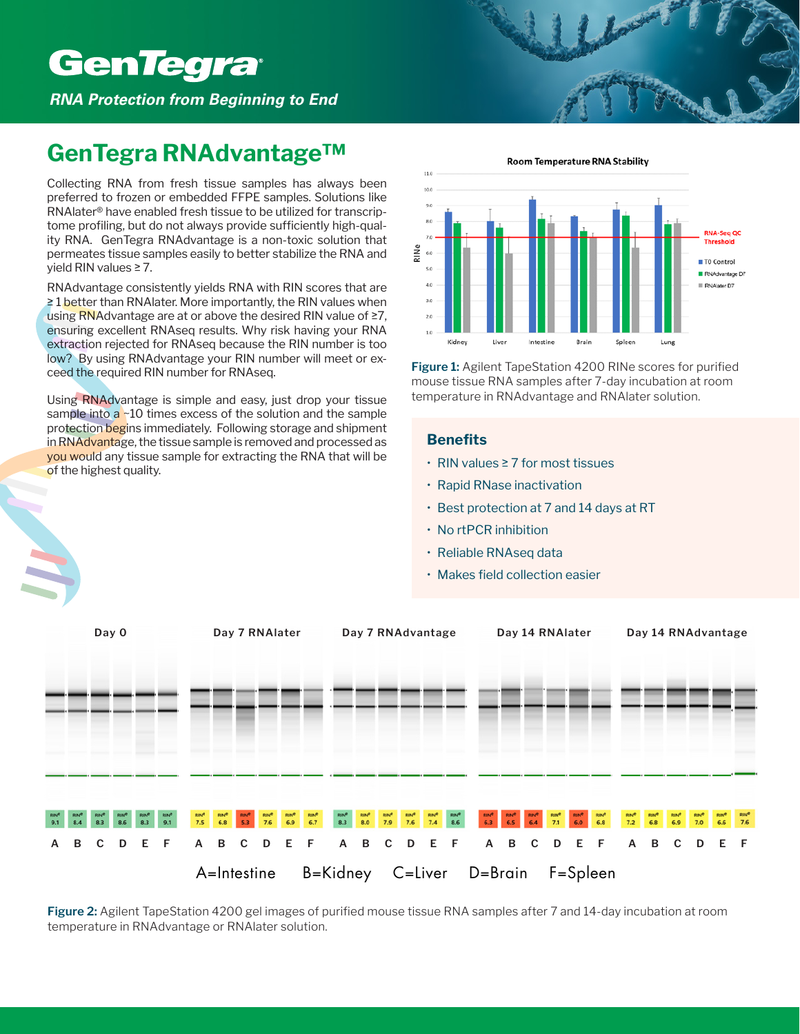**GenTegra**

*RNA Protection from Beginning to End*

# GenTegra RNAdvantage™

Collecting RNA from fresh tissue samples has always been preferred to frozen or embedded FFPE samples. Solutions like RNAlater® have enabled fresh tissue to be utilized for transcriptome profiling, but do not always provide sufficiently high-quality RNA. GenTegra RNAdvantage is a non-toxic solution that permeates tissue samples easily to better stabilize the RNA and yield RIN values ≥ 7.

RNAdvantage consistently yields RNA with RIN scores that are ≥ 1 better than RNAlater. More importantly, the RIN values when using RNAdvantage are at or above the desired RIN value of ≥7, ensuring excellent RNAseq results. Why risk having your RNA extraction rejected for RNAseq because the RIN number is too low? By using RNAdvantage your RIN number will meet or exceed the required RIN number for RNAseq.

Using RNAdvantage is simple and easy, just drop your tissue sample into a ~10 times excess of the solution and the sample protection begins immediately. Following storage and shipment in RNAdvantage, the tissue sample is removed and processed as you would any tissue sample for extracting the RNA that will be of the highest quality.

**Figure 1:** Agilent TapeStation 4200 RINe scores for purified mouse tissue RNA samples after 7-day incubation at room temperature in RNAdvantage and RNAlater solution.

## Benefits

- RIN values ≥ 7 for most tissues
- Rapid RNase inactivation
- Best protection at 7 and 14 days at RT
- No rtPCR inhibition
- Reliable RNAseq data
- Makes field collection easier

| | A | B | C | D | E | F |
|---|---|---|---|---|---|---|
| Day 0 | 9.1 | 8.4 | 8.3 | 8.6 | 8.3 | 9.1 |
| Day 7 RNAlater | 7.5 | 6.8 | 5.3 | 7.6 | 6.9 | 6.7 |
| Day 7 RNAdvantage | 8.3 | 8.0 | 7.9 | 7.6 | 7.4 | 8.6 |
| Day 14 RNAlater | 6.3 | 6.5 | 6.4 | 7.1 | 6.0 | 6.8 |
| Day 14 RNAdvantage | 7.2 | 6.8 | 6.9 | 7.0 | 6.6 | 7.6 |

A=Intestine B=Kidney C=Liver D=Brain F=Spleen

**Figure 2:** Agilent TapeStation 4200 gel images of purified mouse tissue RNA samples after 7 and 14-day incubation at room temperature in RNAdvantage or RNAlater solution.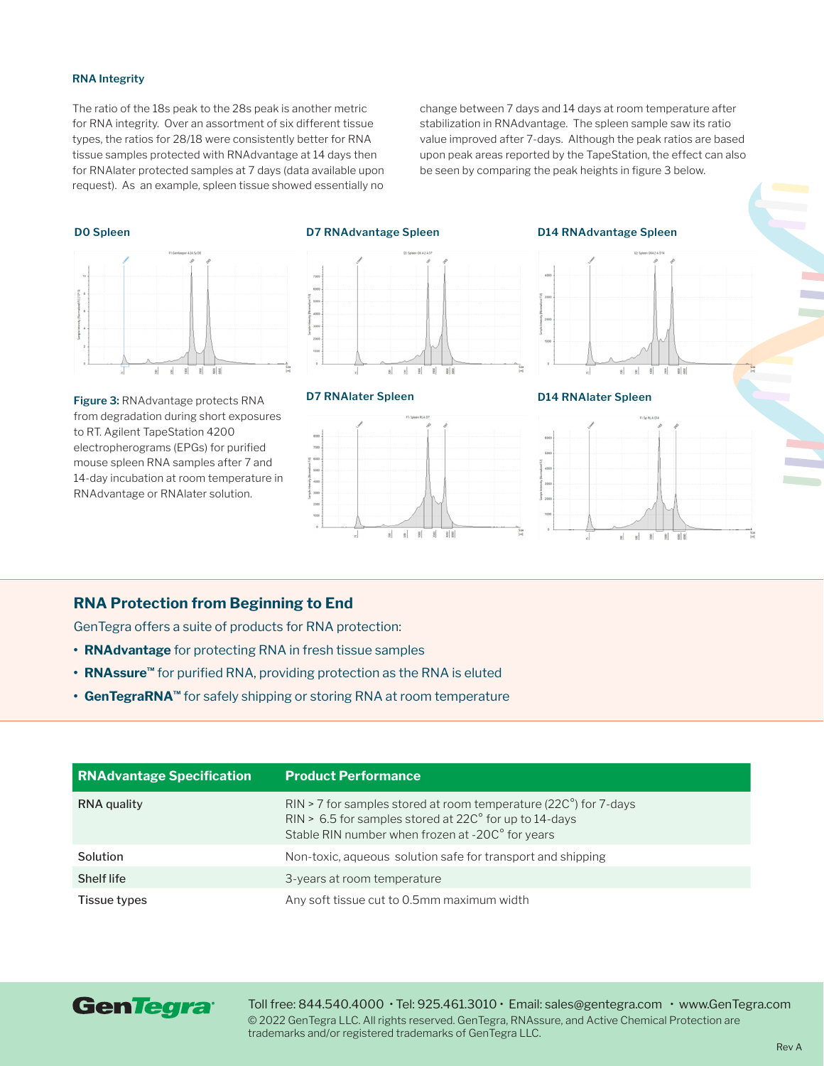### RNA Integrity

The ratio of the 18s peak to the 28s peak is another metric for RNA integrity. Over an assortment of six different tissue types, the ratios for 28/18 were consistently better for RNA tissue samples protected with RNAdvantage at 14 days then for RNAlater protected samples at 7 days (data available upon request). As an example, spleen tissue showed essentially no change between 7 days and 14 days at room temperature after stabilization in RNAdvantage. The spleen sample saw its ratio value improved after 7-days. Although the peak ratios are based upon peak areas reported by the TapeStation, the effect can also be seen by comparing the peak heights in figure 3 below.

**D0 Spleen**

**D7 RNAdvantage Spleen**

**D14 RNAdvantage Spleen**

**D7 RNAlater Spleen**

**D14 RNAlater Spleen**

**Figure 3:** RNAdvantage protects RNA from degradation during short exposures to RT. Agilent TapeStation 4200 electropherograms (EPGs) for purified mouse spleen RNA samples after 7 and 14-day incubation at room temperature in RNAdvantage or RNAlater solution.

## RNA Protection from Beginning to End

GenTegra offers a suite of products for RNA protection:

- **RNAdvantage** for protecting RNA in fresh tissue samples
- **RNAssure™** for purified RNA, providing protection as the RNA is eluted
- **GenTegraRNA™** for safely shipping or storing RNA at room temperature

| RNAdvantage Specification | Product Performance |
|---|---|
| RNA quality | RIN > 7 for samples stored at room temperature (22C°) for 7-days<br>RIN > 6.5 for samples stored at 22C° for up to 14-days<br>Stable RIN number when frozen at -20C° for years |
| Solution | Non-toxic, aqueous solution safe for transport and shipping |
| Shelf life | 3-years at room temperature |
| Tissue types | Any soft tissue cut to 0.5mm maximum width |

GenTegra

Toll free: 844.540.4000 • Tel: 925.461.3010 • Email: sales@gentegra.com • www.GenTegra.com
© 2022 GenTegra LLC. All rights reserved. GenTegra, RNAssure, and Active Chemical Protection are trademarks and/or registered trademarks of GenTegra LLC.

Rev A